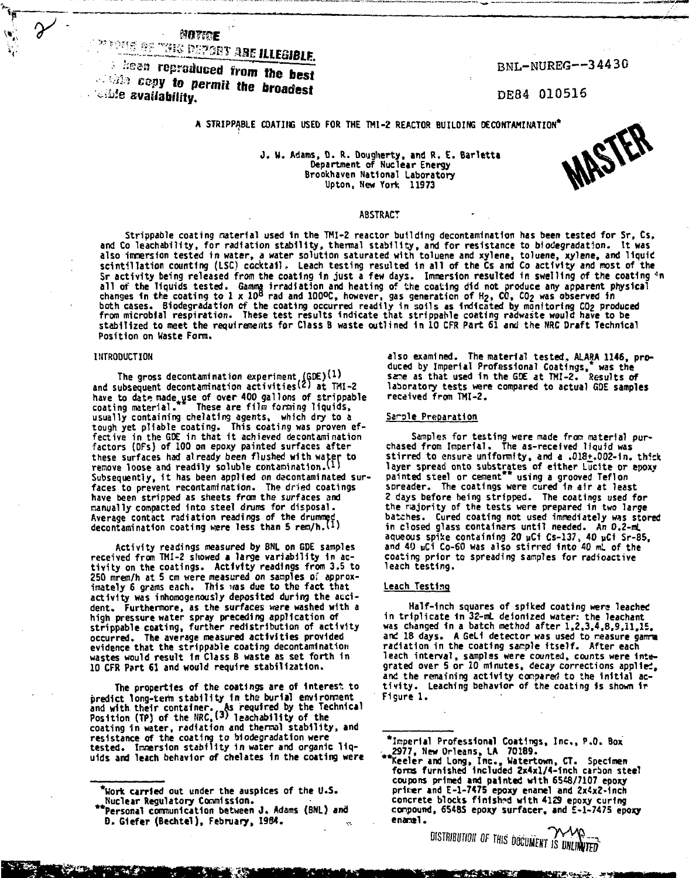NOTICE

PORTIONS OF THIS REPORT ARE ILLEGIBLE.

It has been reproduced from the best available copy to permit the broadest possible availability.

BNL-NUREG--34430

DE84 010516

# A STRIPPABLE COATING USED FOR THE TMI-2 REACTOR BUILDING DECONTAMINATION*

J. W. Adams, D. R. Dougherty, and R. E. Barletta
Department of Nuclear Energy
Brookhaven National Laboratory
Upton, New York 11973

MASTER

## ABSTRACT

Strippable coating material used in the TMI-2 reactor building decontamination has been tested for Sr, Cs, and Co leachability, for radiation stability, thermal stability, and for resistance to biodegradation. It was also immersion tested in water, a water solution saturated with toluene and xylene, toluene, xylene, and liquid scintillation counting (LSC) cocktail. Leach testing resulted in all of the Cs and Co activity and most of the Sr activity being released from the coating in just a few days. Immersion resulted in swelling of the coating in all of the liquids tested. Gamma irradiation and heating of the coating did not produce any apparent physical changes in the coating to $1 \times 10^8$ rad and 100°C, however, gas generation of $H_2$, $CO$, $CO_2$ was observed in both cases. Biodegradation of the coating occurred readily in soils as indicated by monitoring $CO_2$ produced from microbial respiration. These test results indicate that strippable coating radwaste would have to be stabilized to meet the requirements for Class B waste outlined in 10 CFR Part 61 and the NRC Draft Technical Position on Waste Form.

## INTRODUCTION

The gross decontamination experiment (GDE)[1] and subsequent decontamination activities[2] at TMI-2 have to date made use of over 400 gallons of strippable coating material.** These are film forming liquids, usually containing chelating agents, which dry to a tough yet pliable coating. This coating was proven effective in the GDE in that it achieved decontamination factors (DFs) of 100 on epoxy painted surfaces after these surfaces had already been flushed with water to remove loose and readily soluble contamination.[1] Subsequently, it has been applied on decontaminated surfaces to prevent recontamination. The dried coatings have been stripped as sheets from the surfaces and manually compacted into steel drums for disposal. Average contact radiation readings of the drummed decontamination coating were less than 5 rem/h.[1]

Activity readings measured by BNL on GDE samples received from TMI-2 showed a large variability in activity on the coatings. Activity readings from 3.5 to 250 mrem/h at 5 cm were measured on samples of approximately 6 grams each. This was due to the fact that activity was inhomogenously deposited during the accident. Furthermore, as the surfaces were washed with a high pressure water spray preceding application of strippable coating, further redistribution of activity occurred. The average measured activities provided evidence that the strippable coating decontamination wastes would result in Class B waste as set forth in 10 CFR Part 61 and would require stabilization.

The properties of the coatings are of interest to predict long-term stability in the burial environment and with their container. As required by the Technical Position (TP) of the NRC,[3] leachability of the coating in water, radiation and thermal stability, and resistance of the coating to biodegradation were tested. Immersion stability in water and organic liquids and leach behavior of chelates in the coating were also examined. The material tested, ALARA 1146, produced by Imperial Professional Coatings,* was the same as that used in the GDE at TMI-2. Results of laboratory tests were compared to actual GDE samples received from TMI-2.

### Sample Preparation

Samples for testing were made from material purchased from Imperial. The as-received liquid was stirred to ensure uniformity, and a .018±.002-in. thick layer spread onto substrates of either Lucite or epoxy painted steel or cement** using a grooved Teflon spreader. The coatings were cured in air at least 2 days before being stripped. The coatings used for the majority of the tests were prepared in two large batches. Cured coating not used immediately was stored in closed glass containers until needed. An 0.2-mL aqueous spike containing 20 µCi Cs-137, 40 µCi Sr-85, and 40 µCi Co-60 was also stirred into 40 mL of the coating prior to spreading samples for radioactive leach testing.

### Leach Testing

Half-inch squares of spiked coating were leached in triplicate in 32-mL deionized water; the leachant was changed in a batch method after 1,2,3,4,8,9,11,15, and 18 days. A GeLi detector was used to measure gamma radiation in the coating sample itself. After each leach interval, samples were counted, counts were integrated over 5 or 10 minutes, decay corrections applied, and the remaining activity compared to the initial activity. Leaching behavior of the coating is shown in Figure 1.

---

*Work carried out under the auspices of the U.S. Nuclear Regulatory Commission.

**Personal communication between J. Adams (BNL) and D. Giefer (Bechtel), February, 1984.

*Imperial Professional Coatings, Inc., P.O. Box 2977, New Orleans, LA 70189.

**Keeler and Long, Inc., Watertown, CT. Specimen forms furnished included 2x4x1/4-inch carbon steel coupons primed and painted with 6548/7107 epoxy primer and E-1-7475 epoxy enamel and 2x4x2-inch concrete blocks finished with 4129 epoxy curing compound, 6548S epoxy surfacer, and E-1-7475 epoxy enamel.

DISTRIBUTION OF THIS DOCUMENT IS UNLIMITED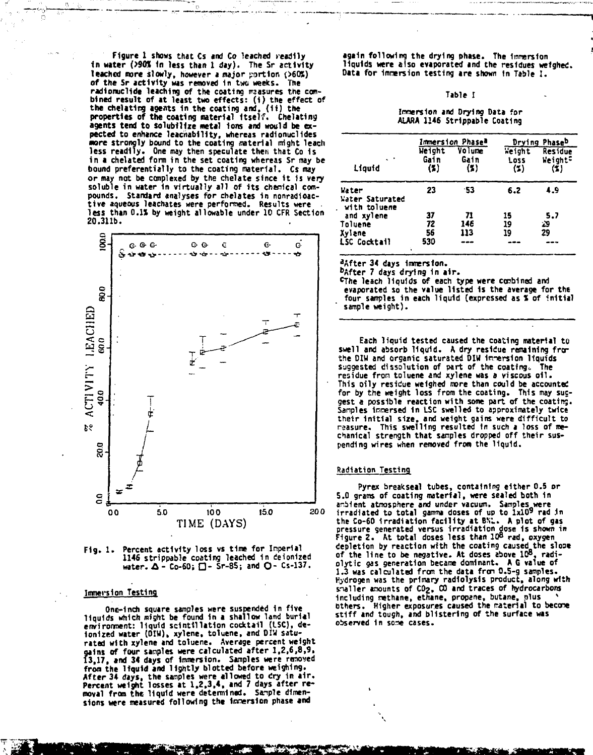Figure 1 shows that Cs and Co leached readily in water (>90% in less than 1 day). The Sr activity leached more slowly, however a major portion (>60%) of the Sr activity was removed in two weeks. The radionuclide leaching of the coating measures the combined result of at least two effects: (i) the effect of the chelating agents in the coating and, (ii) the properties of the coating material itself. Chelating agents tend to solubilize metal ions and would be expected to enhance leachability, whereas radionuclides more strongly bound to the coating material might leach less readily. One may then speculate then that Co is in a chelated form in the set coating whereas Sr may be bound preferentially to the coating material. Cs may or may not be complexed by the chelate since it is very soluble in water in virtually all of its chemical compounds. Standard analyses for chelates in nonradioactive aqueous leachates were performed. Results were less than 0.1% by weight allowable under 10 CFR Section 20.311b.

Fig. 1. Percent activity loss vs time for Imperial 1146 strippable coating leached in deionized water. Δ - Co-60; □ - Sr-85; and ○ - Cs-137.

## Immersion Testing

One-inch square samples were suspended in five liquids which might be found in a shallow land burial environment: liquid scintillation cocktail (LSC), deionized water (DIW), xylene, toluene, and DIW saturated with xylene and toluene. Average percent weight gains of four samples were calculated after 1,2,6,8,9, 13,17, and 34 days of immersion. Samples were removed from the liquid and lightly blotted before weighing. After 34 days, the samples were allowed to dry in air. Percent weight losses at 1,2,3,4, and 7 days after removal from the liquid were determined. Sample dimensions were measured following the immersion phase and again following the drying phase. The immersion liquids were also evaporated and the residues weighed. Data for immersion testing are shown in Table I.

Table I

Immersion and Drying Data for ALARA 1146 Strippable Coating

| Liquid | Immersion Phase[a] | | Drying Phase[b] | |
|---|---|---|---|---|
| | Weight Gain (%) | Volume Gain (%) | Weight Loss (%) | Residue Weight[c] (%) |
| Water | 23 | 53 | 6.2 | 4.9 |
| Water Saturated with toluene and xylene | 37 | 71 | 15 | 5.7 |
| Toluene | 72 | 146 | 19 | 29 |
| Xylene | 56 | 113 | 19 | 29 |
| LSC Cocktail | 530 | --- | --- | --- |

[a]After 34 days immersion.
[b]After 7 days drying in air.
[c]The leach liquids of each type were combined and evaporated so the value listed is the average for the four samples in each liquid (expressed as % of initial sample weight).

Each liquid tested caused the coating material to swell and absorb liquid. A dry residue remaining from the DIW and organic saturated DIW immersion liquids suggested dissolution of part of the coating. The residue from toluene and xylene was a viscous oil. This oily residue weighed more than could be accounted for by the weight loss from the coating. This may suggest a possible reaction with some part of the coating. Samples immersed in LSC swelled to approximately twice their initial size, and weight gains were difficult to measure. This swelling resulted in such a loss of mechanical strength that samples dropped off their suspending wires when removed from the liquid.

## Radiation Testing

Pyrex breakseal tubes, containing either 0.5 or 5.0 grams of coating material, were sealed both in ambient atmosphere and under vacuum. Samples were irradiated to total gamma doses of up to $1 \times 10^9$ rad in the Co-60 irradiation facility at BNL. A plot of gas pressure generated versus irradiation dose is shown in Figure 2. At total doses less than $10^8$ rad, oxygen depletion by reaction with the coating caused the slope of the line to be negative. At doses above $10^8$, radiolytic gas generation became dominant. A G value of 1.3 was calculated from the data from 0.5-g samples. Hydrogen was the primary radiolysis product, along with smaller amounts of $CO_2$, CO and traces of hydrocarbons including methane, ethane, propane, butane, plus others. Higher exposures caused the material to become stiff and tough, and blistering of the surface was observed in some cases.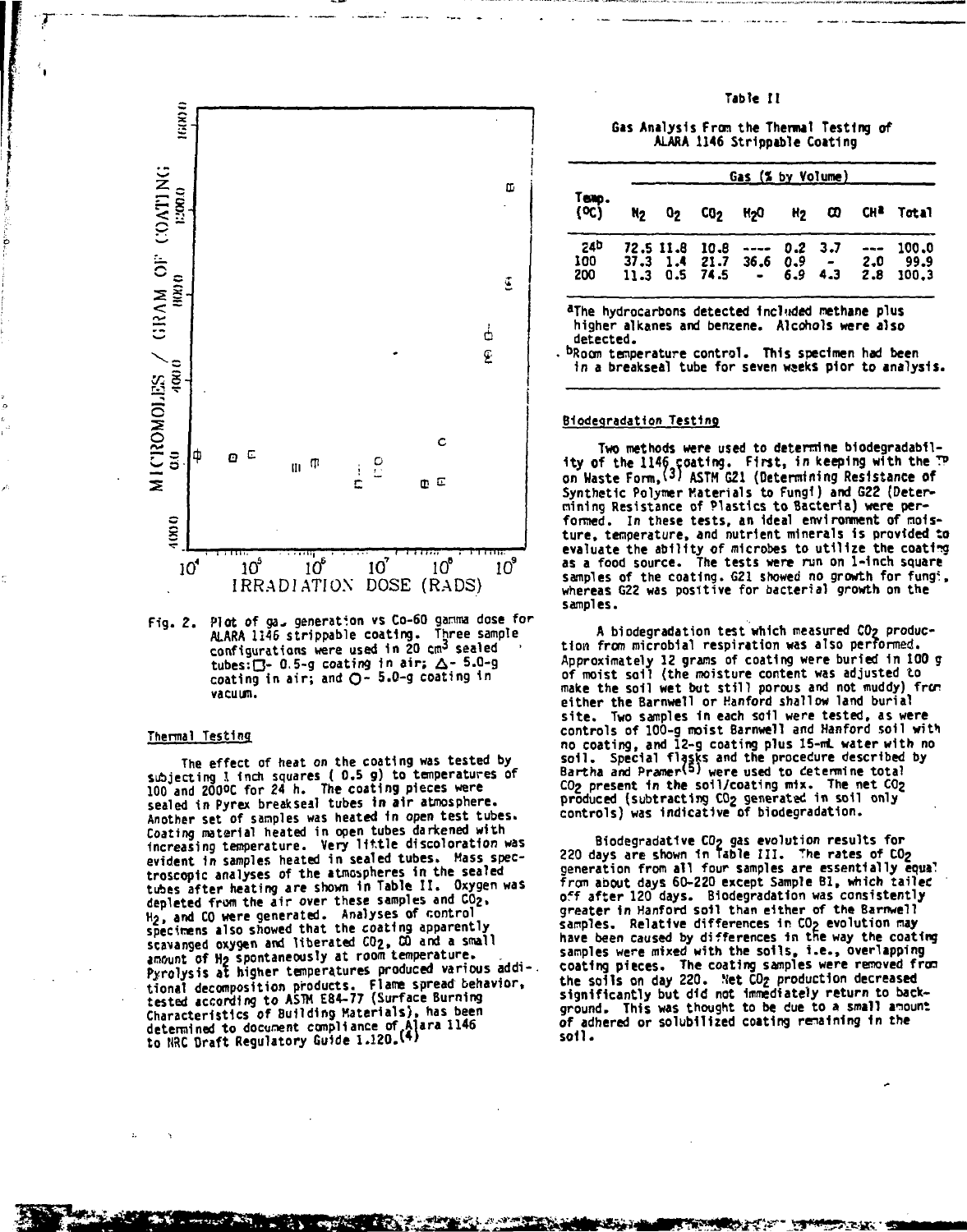Fig. 2. Plot of gas generation vs Co-60 gamma dose for ALARA 1146 strippable coating. Three sample configurations were used in 20 cm³ sealed tubes: □- 0.5-g coating in air; △- 5.0-g coating in air; and ○- 5.0-g coating in vacuum.

### Thermal Testing

The effect of heat on the coating was tested by subjecting 1 inch squares ( 0.5 g) to temperatures of 100 and 200°C for 24 h. The coating pieces were sealed in Pyrex breakseal tubes in air atmosphere. Another set of samples was heated in open test tubes. Coating material heated in open tubes darkened with increasing temperature. Very little discoloration was evident in samples heated in sealed tubes. Mass spectroscopic analyses of the atmospheres in the sealed tubes after heating are shown in Table II. Oxygen was depleted from the air over these samples and $CO_2$, $H_2$, and CO were generated. Analyses of control specimens also showed that the coating apparently scavanged oxygen and liberated $CO_2$, CO and a small amount of $H_2$ spontaneously at room temperature. Pyrolysis at higher temperatures produced various additional decomposition products. Flame spread behavior, tested according to ASTM E84-77 (Surface Burning Characteristics of Building Materials), has been determined to document compliance of Alara 1146 to NRC Draft Regulatory Guide 1.120.[4]

Table II

Gas Analysis From the Thermal Testing of ALARA 1146 Strippable Coating

| Temp. (°C) | Gas (% by Volume) | | | | | | | |
|---|---|---|---|---|---|---|---|---|
| | $N_2$ | $O_2$ | $CO_2$ | $H_2O$ | $H_2$ | CO | CH[a] | Total |
| 24[b] | 72.5 | 11.8 | 10.8 | ---- | 0.2 | 3.7 | --- | 100.0 |
| 100 | 37.3 | 1.4 | 21.7 | 36.6 | 0.9 | - | 2.0 | 99.9 |
| 200 | 11.3 | 0.5 | 74.5 | - | 6.9 | 4.3 | 2.8 | 100.3 |

[a]The hydrocarbons detected included methane plus higher alkanes and benzene. Alcohols were also detected.

[b]Room temperature control. This specimen had been in a breakseal tube for seven weeks pior to analysis.

### Biodegradation Testing

Two methods were used to determine biodegradability of the 1146 coating. First, in keeping with the TP on Waste Form,[3] ASTM G21 (Determining Resistance of Synthetic Polymer Materials to Fungi) and G22 (Determining Resistance of Plastics to Bacteria) were performed. In these tests, an ideal environment of moisture, temperature, and nutrient minerals is provided to evaluate the ability of microbes to utilize the coating as a food source. The tests were run on 1-inch square samples of the coating. G21 showed no growth for fungi, whereas G22 was positive for bacterial growth on the samples.

A biodegradation test which measured $CO_2$ production from microbial respiration was also performed. Approximately 12 grams of coating were buried in 100 g of moist soil (the moisture content was adjusted to make the soil wet but still porous and not muddy) from either the Barnwell or Hanford shallow land burial site. Two samples in each soil were tested, as were controls of 100-g moist Barnwell and Hanford soil with no coating, and 12-g coating plus 15-mL water with no soil. Special flasks and the procedure described by Bartha and Pramer[5] were used to determine total $CO_2$ present in the soil/coating mix. The net $CO_2$ produced (subtracting $CO_2$ generated in soil only controls) was indicative of biodegradation.

Biodegradative $CO_2$ gas evolution results for 220 days are shown in Table III. The rates of $CO_2$ generation from all four samples are essentially equal from about days 60-220 except Sample B1, which tailed off after 120 days. Biodegradation was consistently greater in Hanford soil than either of the Barnwell samples. Relative differences in $CO_2$ evolution may have been caused by differences in the way the coating samples were mixed with the soils, i.e., overlapping coating pieces. The coating samples were removed from the soils on day 220. Net $CO_2$ production decreased significantly but did not immediately return to background. This was thought to be due to a small amount of adhered or solubilized coating remaining in the soil.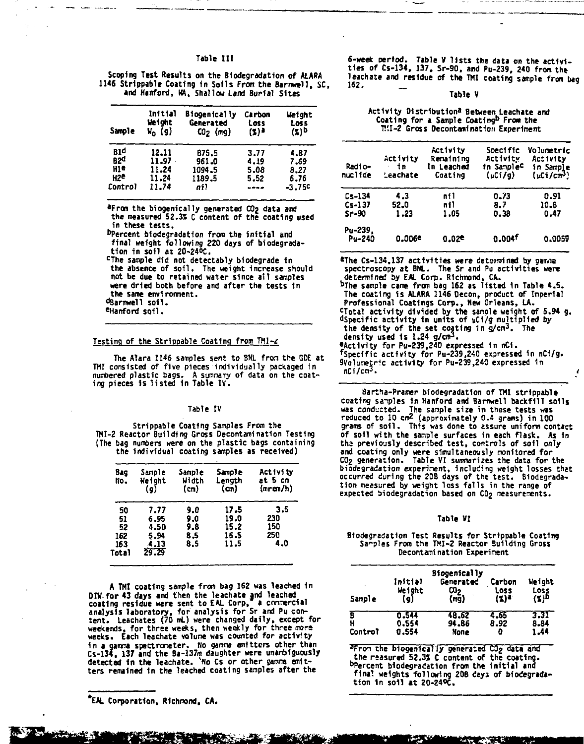Table III

Scoping Test Results on the Biodegradation of ALARA 1146 Strippable Coating in Soils From the Barnwell, SC, and Hanford, WA, Shallow Land Burial Sites

| Sample | Initial Weight $W_0$ (g) | Biogenically Generated $CO_2$ (mg) | Carbon Loss (%)[a] | Weight Loss (%)[b] |
|---|---|---|---|---|
| B1[d] | 12.11 | 875.5 | 3.77 | 4.87 |
| B2[d] | 11.97 | 961.0 | 4.19 | 7.69 |
| H1[e] | 11.24 | 1094.5 | 5.08 | 8.27 |
| H2[e] | 11.24 | 1189.5 | 5.52 | 6.76 |
| Control | 11.74 | nil | ---- | -3.75[c] |

[a]From the biogenically generated $CO_2$ data and the measured 52.3% C content of the coating used in these tests.
[b]Percent biodegradation from the initial and final weight following 220 days of biodegradation in soil at 20-24°C.
[c]The sample did not detectably biodegrade in the absence of soil. The weight increase should not be due to retained water since all samples were dried both before and after the tests in the same environment.
[d]Barnwell soil.
[e]Hanford soil.

## Testing of the Strippable Coating from TMI-2

The Alara 1146 samples sent to BNL from the GDE at TMI consisted of five pieces individually packaged in numbered plastic bags. A summary of data on the coating pieces is listed in Table IV.

Table IV

Strippable Coating Samples From the TMI-2 Reactor Building Gross Decontamination Testing (The bag numbers were on the plastic bags containing the individual coating samples as received)

| Bag No. | Sample Weight (g) | Sample Width (cm) | Sample Length (cm) | Activity at 5 cm (mrem/h) |
|---|---|---|---|---|
| 50 | 7.77 | 9.0 | 17.5 | 3.5 |
| 51 | 6.95 | 9.0 | 19.0 | 230 |
| 52 | 4.50 | 9.8 | 15.2 | 150 |
| 162 | 5.94 | 8.5 | 16.5 | 250 |
| 163 | 4.13 | 8.5 | 11.5 | 4.0 |
| Total | 29.29 | | | |

A TMI coating sample from bag 162 was leached in DIW for 43 days and then the leachate and leached coating residue were sent to EAL Corp,* a commercial analysis laboratory, for analysis for Sr and Pu content. Leachates (70 mL) were changed daily, except for weekends, for three weeks, then weekly for three more weeks. Each leachate volume was counted for activity in a gamma spectrometer. No gamma emitters other than Cs-134, 137 and the Ba-137m daughter were unambiguously detected in the leachate. No Cs or other gamma emitters remained in the leached coating samples after the 6-week period. Table V lists the data on the activities of Cs-134, 137, Sr-90, and Pu-239, 240 from the leachate and residue of the TMI coating sample from bag 162.

*EAL Corporation, Richmond, CA.

Table V

Activity Distribution[a] Between Leachate and Coating for a Sample Coating[b] From the TMI-2 Gross Decontamination Experiment

| Radionuclide | Activity in Leachate | Activity Remaining in Leached Coating | Specific Activity in Sample[c] (µCi/g) | Volumetric Activity in Sample (µCi/cm³) |
|---|---|---|---|---|
| Cs-134 | 4.3 | nil | 0.73 | 0.91 |
| Cs-137 | 52.0 | nil | 8.7 | 10.8 |
| Sr-90 | 1.23 | 1.05 | 0.38 | 0.47 |
| Pu-239, Pu-240 | 0.006[e] | 0.02[e] | 0.004[f] | 0.005[g] |

[a]The Cs-134,137 activities were determined by gamma spectroscopy at BNL. The Sr and Pu activities were determined by EAL Corp. Richmond, CA.
[b]The sample came from bag 162 as listed in Table 4.5. The coating is ALARA 1146 Decon, product of Imperial Professional Coatings Corp., New Orleans, LA.
[c]Total activity divided by the sample weight of 5.94 g.
[d]Specific activity in units of µCi/g multiplied by the density of the set coating in g/cm³. The density used is 1.24 g/cm³.
[e]Activity for Pu-239,240 expressed in nCi.
[f]Specific activity for Pu-239,240 expressed in nCi/g.
[g]Volumetric activity for Pu-239,240 expressed in nCi/cm³.

Bartha-Pramer biodegradation of TMI strippable coating samples in Hanford and Barnwell backfill soils was conducted. The sample size in these tests was reduced to 10 cm² (approximately 0.4 grams) in 100 grams of soil. This was done to assure uniform contact of soil with the sample surfaces in each flask. As in the previously described test, controls of soil only and coating only were simultaneously monitored for $CO_2$ generation. Table VI summarizes the data for the biodegradation experiment, including weight losses that occurred during the 208 days of the test. Biodegradation measured by weight loss falls in the range of expected biodegradation based on $CO_2$ measurements.

Table VI

Biodegradation Test Results for Strippable Coating Samples From the TMI-2 Reactor Building Gross Decontamination Experiment

| Sample | Initial Weight (g) | Biogenically Generated $CO_2$ (mg) | Carbon Loss (%)[a] | Weight Loss (%)[b] |
|---|---|---|---|---|
| B | 0.544 | 48.62 | 4.65 | 3.31 |
| H | 0.554 | 94.86 | 8.92 | 8.84 |
| Control | 0.554 | None | 0 | 1.44 |

[a]From the biogenically generated $CO_2$ data and the measured 52.3% C content of the coating.
[b]Percent biodegradation from the initial and final weights following 208 days of biodegradation in soil at 20-24°C.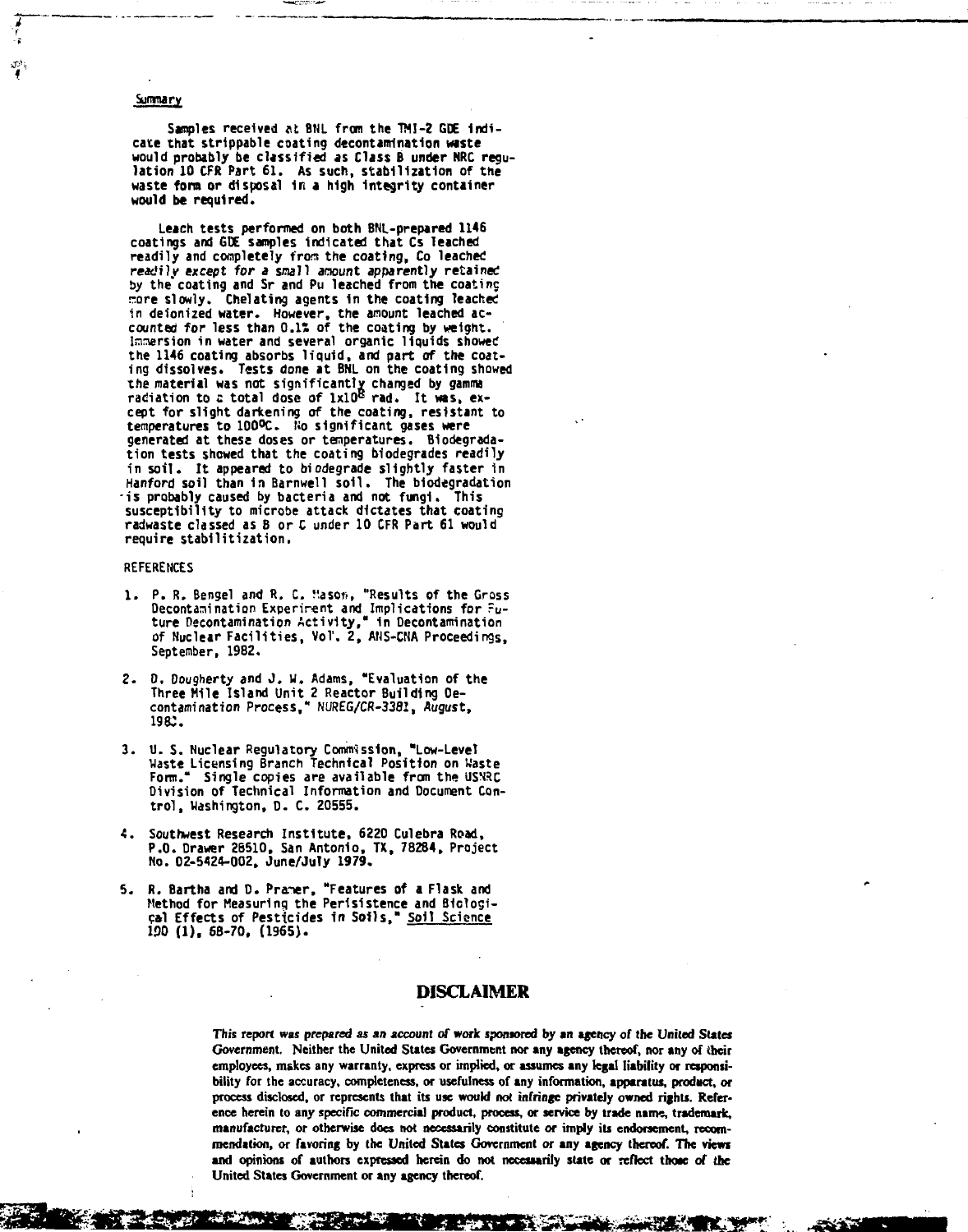## Summary

Samples received at BNL from the TMI-2 GDE indicate that strippable coating decontamination waste would probably be classified as Class B under NRC regulation 10 CFR Part 61. As such, stabilization of the waste form or disposal in a high integrity container would be required.

Leach tests performed on both BNL-prepared 1146 coatings and GDE samples indicated that Cs leached readily and completely from the coating, Co leached readily except for a small amount apparently retained by the coating and Sr and Pu leached from the coating more slowly. Chelating agents in the coating leached in deionized water. However, the amount leached accounted for less than 0.1% of the coating by weight. Immersion in water and several organic liquids showed the 1146 coating absorbs liquid, and part of the coating dissolves. Tests done at BNL on the coating showed the material was not significantly changed by gamma radiation to a total dose of $1x10^8$ rad. It was, except for slight darkening of the coating, resistant to temperatures to 100°C. No significant gases were generated at these doses or temperatures. Biodegradation tests showed that the coating biodegrades readily in soil. It appeared to biodegrade slightly faster in Hanford soil than in Barnwell soil. The biodegradation is probably caused by bacteria and not fungi. This susceptibility to microbe attack dictates that coating radwaste classed as B or C under 10 CFR Part 61 would require stabilitization.

## REFERENCES

1. P. R. Bengel and R. C. Mason, "Results of the Gross Decontamination Experiment and Implications for Future Decontamination Activity," in Decontamination of Nuclear Facilities, Vol. 2, ANS-CNA Proceedings, September, 1982.
2. D. Dougherty and J. W. Adams, "Evaluation of the Three Mile Island Unit 2 Reactor Building Decontamination Process," NUREG/CR-3381, August, 1983.
3. U. S. Nuclear Regulatory Commission, "Low-Level Waste Licensing Branch Technical Position on Waste Form." Single copies are available from the USNRC Division of Technical Information and Document Control, Washington, D. C. 20555.
4. Southwest Research Institute, 6220 Culebra Road, P.O. Drawer 28510, San Antonio, TX, 78284, Project No. 02-5424-002, June/July 1979.
5. R. Bartha and D. Pramer, "Features of a Flask and Method for Measuring the Persistence and Biological Effects of Pesticides in Soils," Soil Science 100 (1), 68-70, (1965).

## DISCLAIMER

*This report was prepared as an account of work sponsored by an agency of the United States Government. Neither the United States Government nor any agency thereof, nor any of their employees, makes any warranty, express or implied, or assumes any legal liability or responsibility for the accuracy, completeness, or usefulness of any information, apparatus, product, or process disclosed, or represents that its use would not infringe privately owned rights. Reference herein to any specific commercial product, process, or service by trade name, trademark, manufacturer, or otherwise does not necessarily constitute or imply its endorsement, recommendation, or favoring by the United States Government or any agency thereof. The views and opinions of authors expressed herein do not necessarily state or reflect those of the United States Government or any agency thereof.*